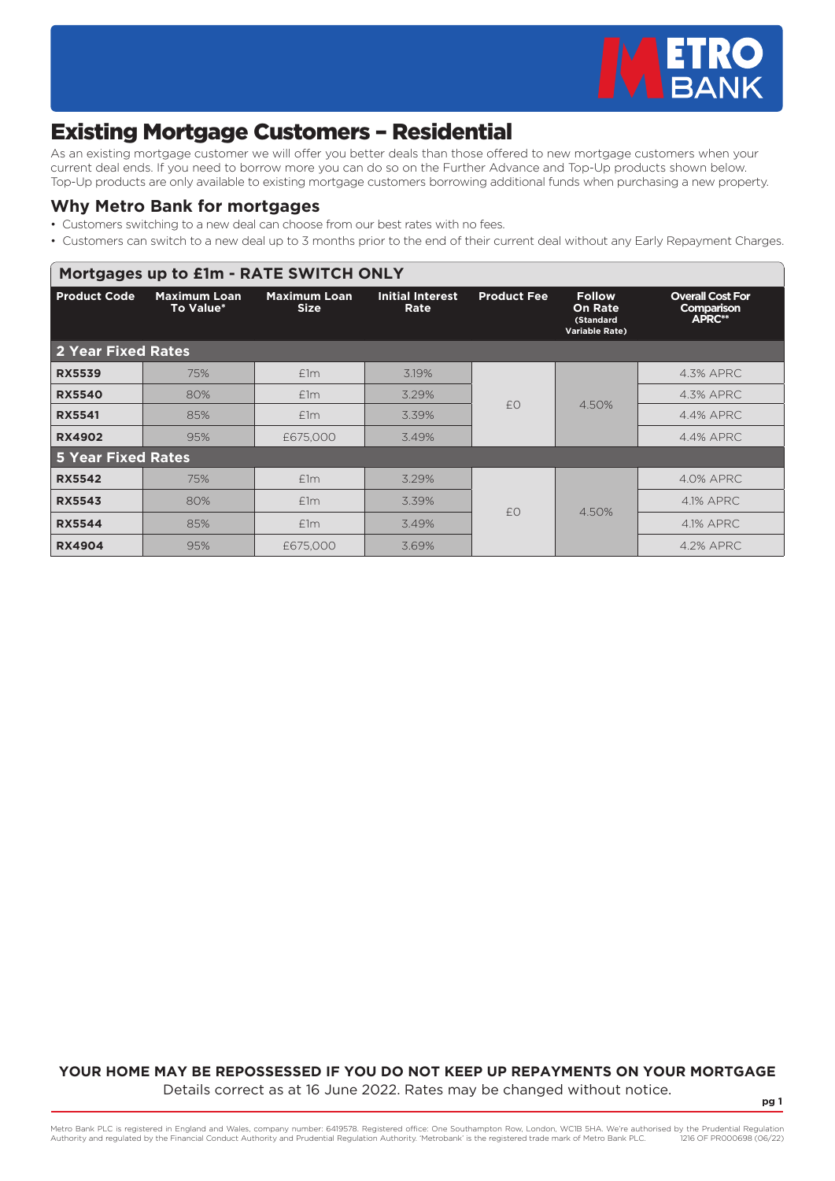# Existing Mortgage Customers – Residential

As an existing mortgage customer we will offer you better deals than those offered to new mortgage customers when your current deal ends. If you need to borrow more you can do so on the Further Advance and Top-Up products shown below. Top-Up products are only available to existing mortgage customers borrowing additional funds when purchasing a new property.

## Why Metro Bank for mortgages

- Customers switching to a new deal can choose from our best rates with no fees.
- Customers can switch to a new deal up to 3 months prior to the end of their current deal without any Early Repayment Charges.

### Mortgages up to £1m - RATE SWITCH ONLY

| Product Code | Maximum Loan To Value* | Maximum Loan Size | Initial Interest Rate | Product Fee | Follow On Rate (Standard Variable Rate) | Overall Cost For Comparison APRC** |
|---|---|---|---|---|---|---|
| **2 Year Fixed Rates** | | | | | | |
| **RX5539** | 75% | £1m | 3.19% | £0 | 4.50% | 4.3% APRC |
| **RX5540** | 80% | £1m | 3.29% | £0 | 4.50% | 4.3% APRC |
| **RX5541** | 85% | £1m | 3.39% | £0 | 4.50% | 4.4% APRC |
| **RX4902** | 95% | £675,000 | 3.49% | £0 | 4.50% | 4.4% APRC |
| **5 Year Fixed Rates** | | | | | | |
| **RX5542** | 75% | £1m | 3.29% | £0 | 4.50% | 4.0% APRC |
| **RX5543** | 80% | £1m | 3.39% | £0 | 4.50% | 4.1% APRC |
| **RX5544** | 85% | £1m | 3.49% | £0 | 4.50% | 4.1% APRC |
| **RX4904** | 95% | £675,000 | 3.69% | £0 | 4.50% | 4.2% APRC |

**YOUR HOME MAY BE REPOSSESSED IF YOU DO NOT KEEP UP REPAYMENTS ON YOUR MORTGAGE**

Details correct as at 16 June 2022. Rates may be changed without notice.

Metro Bank PLC is registered in England and Wales, company number: 6419578. Registered office: One Southampton Row, London, WC1B 5HA. We're authorised by the Prudential Regulation Authority and regulated by the Financial Conduct Authority and Prudential Regulation Authority. 'Metrobank' is the registered trade mark of Metro Bank PLC. 1216 OF PR000698 (06/22)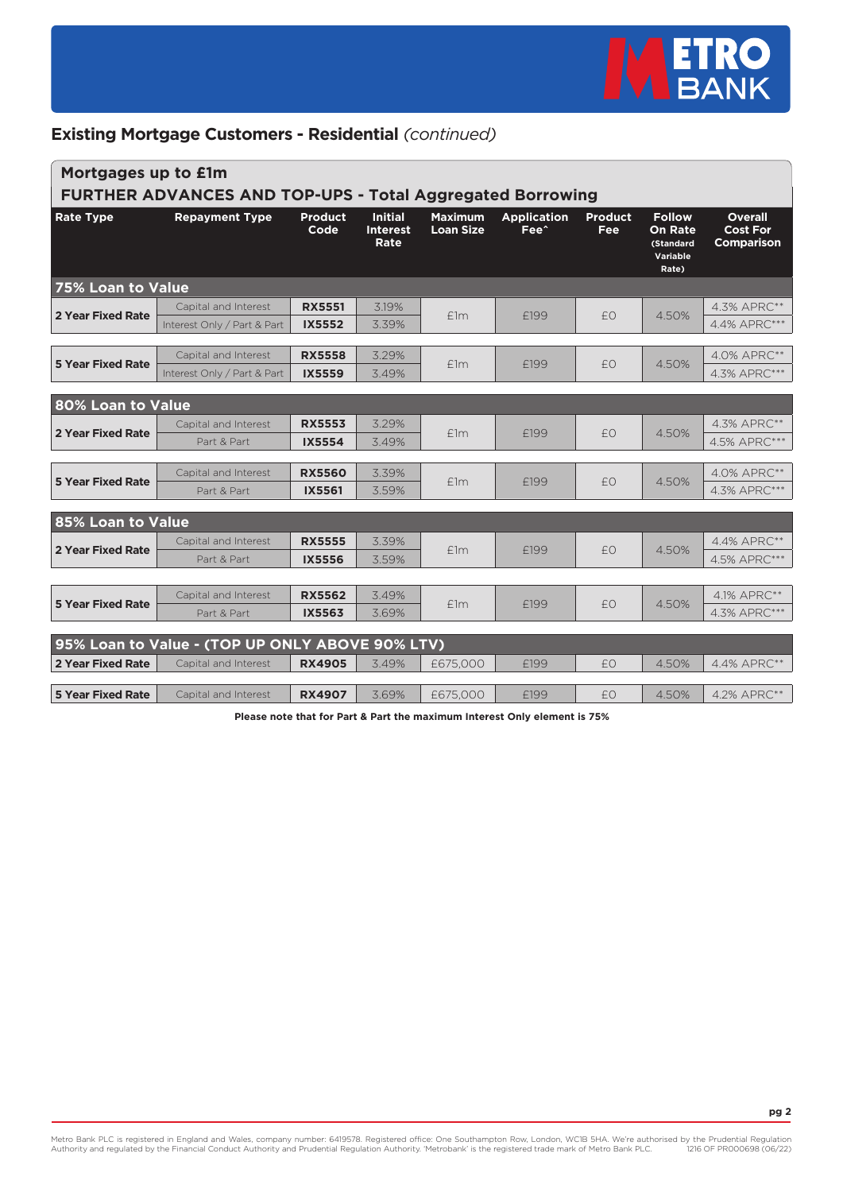## Existing Mortgage Customers - Residential *(continued)*

### Mortgages up to £1m

### FURTHER ADVANCES AND TOP-UPS - Total Aggregated Borrowing

| Rate Type | Repayment Type | Product Code | Initial Interest Rate | Maximum Loan Size | Application Fee^ | Product Fee | Follow On Rate (Standard Variable Rate) | Overall Cost For Comparison |
|---|---|---|---|---|---|---|---|---|
| **75% Loan to Value** | | | | | | | | |
| 2 Year Fixed Rate | Capital and Interest | RX5551 | 3.19% | £1m | £199 | £0 | 4.50% | 4.3% APRC** |
| | Interest Only / Part & Part | IX5552 | 3.39% | | | | | 4.4% APRC*** |
| 5 Year Fixed Rate | Capital and Interest | RX5558 | 3.29% | £1m | £199 | £0 | 4.50% | 4.0% APRC** |
| | Interest Only / Part & Part | IX5559 | 3.49% | | | | | 4.3% APRC*** |
| **80% Loan to Value** | | | | | | | | |
| 2 Year Fixed Rate | Capital and Interest | RX5553 | 3.29% | £1m | £199 | £0 | 4.50% | 4.3% APRC** |
| | Part & Part | IX5554 | 3.49% | | | | | 4.5% APRC*** |
| 5 Year Fixed Rate | Capital and Interest | RX5560 | 3.39% | £1m | £199 | £0 | 4.50% | 4.0% APRC** |
| | Part & Part | IX5561 | 3.59% | | | | | 4.3% APRC*** |
| **85% Loan to Value** | | | | | | | | |
| 2 Year Fixed Rate | Capital and Interest | RX5555 | 3.39% | £1m | £199 | £0 | 4.50% | 4.4% APRC** |
| | Part & Part | IX5556 | 3.59% | | | | | 4.5% APRC*** |
| 5 Year Fixed Rate | Capital and Interest | RX5562 | 3.49% | £1m | £199 | £0 | 4.50% | 4.1% APRC** |
| | Part & Part | IX5563 | 3.69% | | | | | 4.3% APRC*** |
| **95% Loan to Value - (TOP UP ONLY ABOVE 90% LTV)** | | | | | | | | |
| 2 Year Fixed Rate | Capital and Interest | RX4905 | 3.49% | £675,000 | £199 | £0 | 4.50% | 4.4% APRC** |
| 5 Year Fixed Rate | Capital and Interest | RX4907 | 3.69% | £675,000 | £199 | £0 | 4.50% | 4.2% APRC** |

**Please note that for Part & Part the maximum Interest Only element is 75%**

Metro Bank PLC is registered in England and Wales, company number: 6419578. Registered office: One Southampton Row, London, WC1B 5HA. We're authorised by the Prudential Regulation Authority and regulated by the Financial Conduct Authority and Prudential Regulation Authority. 'Metrobank' is the registered trade mark of Metro Bank PLC. 1216 OF PR000698 (06/22)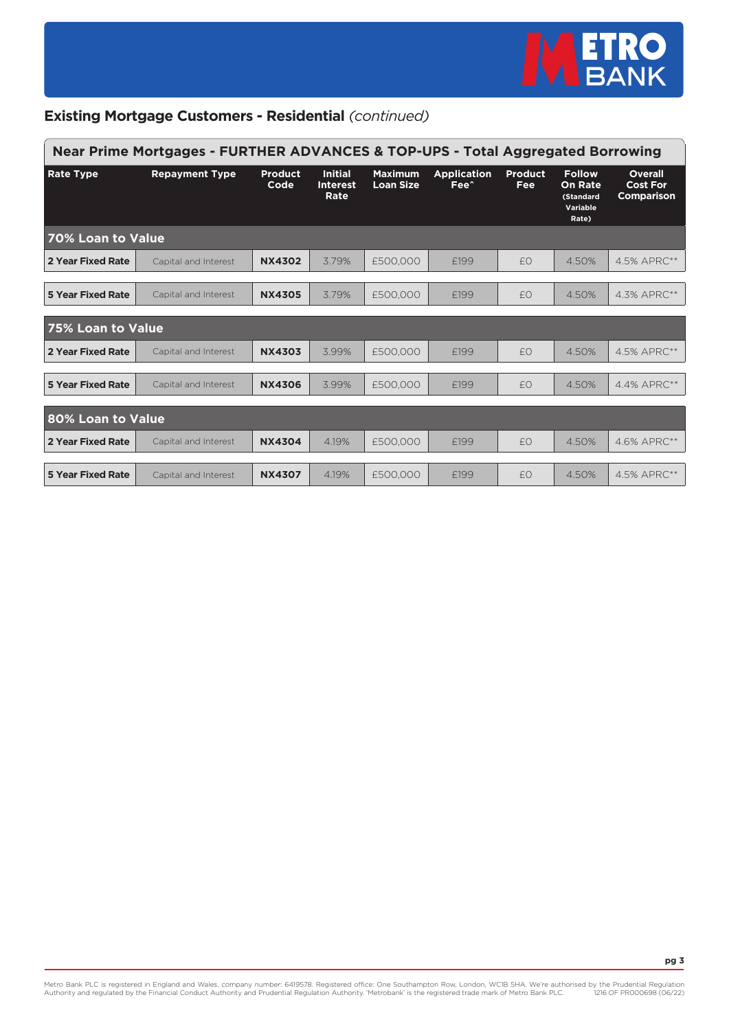## Existing Mortgage Customers - Residential *(continued)*

### Near Prime Mortgages - FURTHER ADVANCES & TOP-UPS - Total Aggregated Borrowing

| Rate Type | Repayment Type | Product Code | Initial Interest Rate | Maximum Loan Size | Application Fee^ | Product Fee | Follow On Rate (Standard Variable Rate) | Overall Cost For Comparison |
|---|---|---|---|---|---|---|---|---|
| **70% Loan to Value** | | | | | | | | |
| **2 Year Fixed Rate** | Capital and Interest | **NX4302** | 3.79% | £500,000 | £199 | £0 | 4.50% | 4.5% APRC** |
| **5 Year Fixed Rate** | Capital and Interest | **NX4305** | 3.79% | £500,000 | £199 | £0 | 4.50% | 4.3% APRC** |
| **75% Loan to Value** | | | | | | | | |
| **2 Year Fixed Rate** | Capital and Interest | **NX4303** | 3.99% | £500,000 | £199 | £0 | 4.50% | 4.5% APRC** |
| **5 Year Fixed Rate** | Capital and Interest | **NX4306** | 3.99% | £500,000 | £199 | £0 | 4.50% | 4.4% APRC** |
| **80% Loan to Value** | | | | | | | | |
| **2 Year Fixed Rate** | Capital and Interest | **NX4304** | 4.19% | £500,000 | £199 | £0 | 4.50% | 4.6% APRC** |
| **5 Year Fixed Rate** | Capital and Interest | **NX4307** | 4.19% | £500,000 | £199 | £0 | 4.50% | 4.5% APRC** |

Metro Bank PLC is registered in England and Wales, company number: 6419578. Registered office: One Southampton Row, London, WC1B 5HA. We're authorised by the Prudential Regulation Authority and regulated by the Financial Conduct Authority and Prudential Regulation Authority. 'Metrobank' is the registered trade mark of Metro Bank PLC. 1216 OF PR000698 (06/22)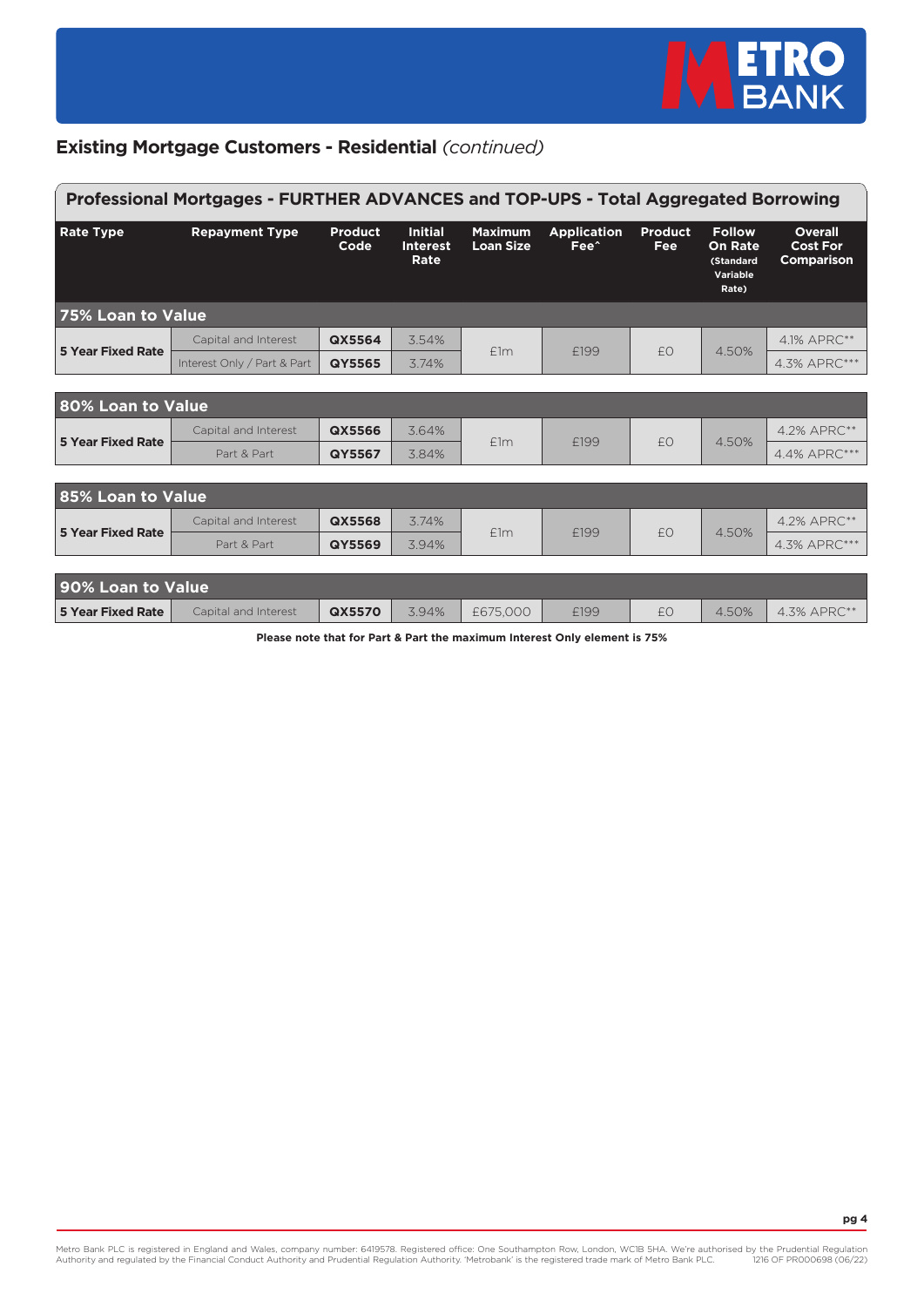## Existing Mortgage Customers - Residential *(continued)*

### Professional Mortgages - FURTHER ADVANCES and TOP-UPS - Total Aggregated Borrowing

| Rate Type | Repayment Type | Product Code | Initial Interest Rate | Maximum Loan Size | Application Fee^ | Product Fee | Follow On Rate (Standard Variable Rate) | Overall Cost For Comparison |
|---|---|---|---|---|---|---|---|---|
| **75% Loan to Value** | | | | | | | | |
| 5 Year Fixed Rate | Capital and Interest | QX5564 | 3.54% | £1m | £199 | £0 | 4.50% | 4.1% APRC** |
| | Interest Only / Part & Part | QY5565 | 3.74% | | | | | 4.3% APRC*** |
| **80% Loan to Value** | | | | | | | | |
| 5 Year Fixed Rate | Capital and Interest | QX5566 | 3.64% | £1m | £199 | £0 | 4.50% | 4.2% APRC** |
| | Part & Part | QY5567 | 3.84% | | | | | 4.4% APRC*** |
| **85% Loan to Value** | | | | | | | | |
| 5 Year Fixed Rate | Capital and Interest | QX5568 | 3.74% | £1m | £199 | £0 | 4.50% | 4.2% APRC** |
| | Part & Part | QY5569 | 3.94% | | | | | 4.3% APRC*** |
| **90% Loan to Value** | | | | | | | | |
| 5 Year Fixed Rate | Capital and Interest | QX5570 | 3.94% | £675,000 | £199 | £0 | 4.50% | 4.3% APRC** |

**Please note that for Part & Part the maximum Interest Only element is 75%**

Metro Bank PLC is registered in England and Wales, company number: 6419578. Registered office: One Southampton Row, London, WC1B 5HA. We're authorised by the Prudential Regulation Authority and regulated by the Financial Conduct Authority and Prudential Regulation Authority. 'Metrobank' is the registered trade mark of Metro Bank PLC. 1216 OF PR000698 (06/22)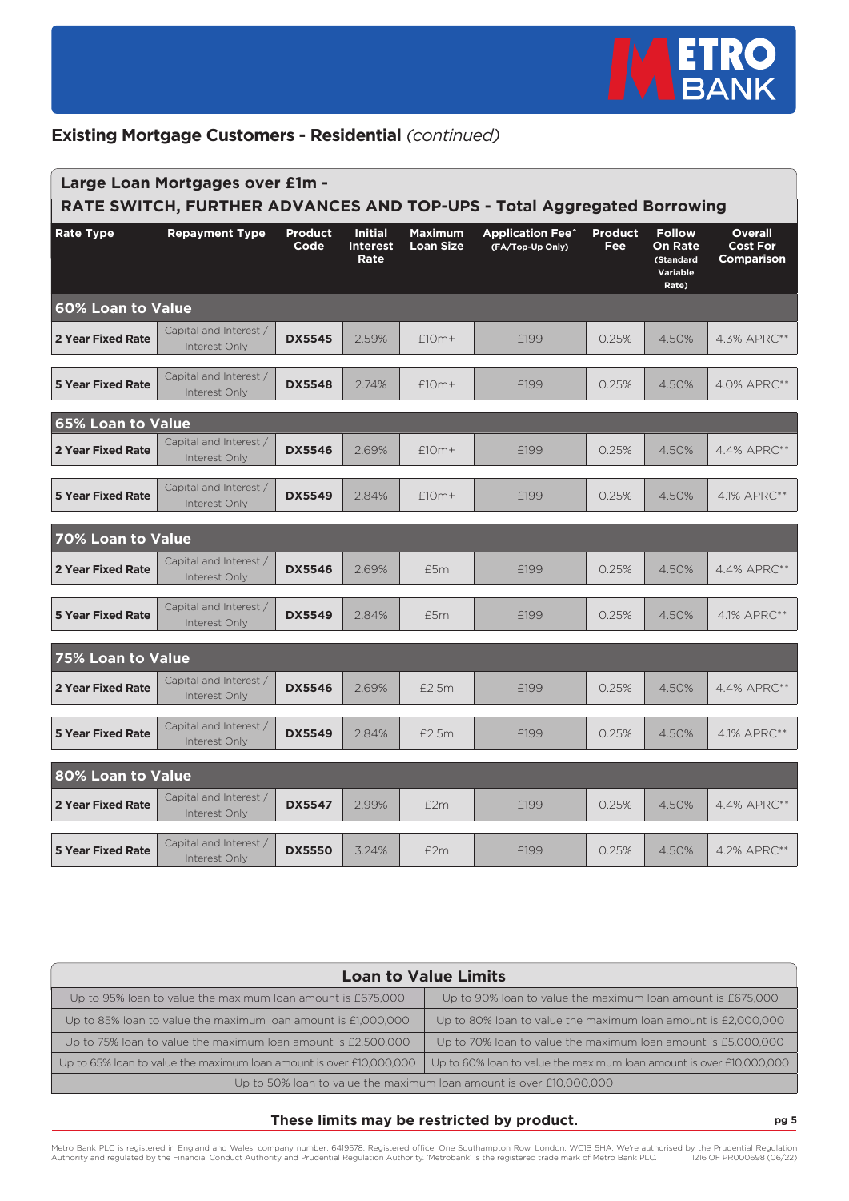## Existing Mortgage Customers - Residential *(continued)*

### Large Loan Mortgages over £1m - RATE SWITCH, FURTHER ADVANCES AND TOP-UPS - Total Aggregated Borrowing

| Rate Type | Repayment Type | Product Code | Initial Interest Rate | Maximum Loan Size | Application Fee^ (FA/Top-Up Only) | Product Fee | Follow On Rate (Standard Variable Rate) | Overall Cost For Comparison |
|---|---|---|---|---|---|---|---|---|
| **60% Loan to Value** | | | | | | | | |
| 2 Year Fixed Rate | Capital and Interest / Interest Only | DX5545 | 2.59% | £10m+ | £199 | 0.25% | 4.50% | 4.3% APRC** |
| 5 Year Fixed Rate | Capital and Interest / Interest Only | DX5548 | 2.74% | £10m+ | £199 | 0.25% | 4.50% | 4.0% APRC** |
| **65% Loan to Value** | | | | | | | | |
| 2 Year Fixed Rate | Capital and Interest / Interest Only | DX5546 | 2.69% | £10m+ | £199 | 0.25% | 4.50% | 4.4% APRC** |
| 5 Year Fixed Rate | Capital and Interest / Interest Only | DX5549 | 2.84% | £10m+ | £199 | 0.25% | 4.50% | 4.1% APRC** |
| **70% Loan to Value** | | | | | | | | |
| 2 Year Fixed Rate | Capital and Interest / Interest Only | DX5546 | 2.69% | £5m | £199 | 0.25% | 4.50% | 4.4% APRC** |
| 5 Year Fixed Rate | Capital and Interest / Interest Only | DX5549 | 2.84% | £5m | £199 | 0.25% | 4.50% | 4.1% APRC** |
| **75% Loan to Value** | | | | | | | | |
| 2 Year Fixed Rate | Capital and Interest / Interest Only | DX5546 | 2.69% | £2.5m | £199 | 0.25% | 4.50% | 4.4% APRC** |
| 5 Year Fixed Rate | Capital and Interest / Interest Only | DX5549 | 2.84% | £2.5m | £199 | 0.25% | 4.50% | 4.1% APRC** |
| **80% Loan to Value** | | | | | | | | |
| 2 Year Fixed Rate | Capital and Interest / Interest Only | DX5547 | 2.99% | £2m | £199 | 0.25% | 4.50% | 4.4% APRC** |
| 5 Year Fixed Rate | Capital and Interest / Interest Only | DX5550 | 3.24% | £2m | £199 | 0.25% | 4.50% | 4.2% APRC** |

### Loan to Value Limits

| | |
|---|---|
| Up to 95% loan to value the maximum loan amount is £675,000 | Up to 90% loan to value the maximum loan amount is £675,000 |
| Up to 85% loan to value the maximum loan amount is £1,000,000 | Up to 80% loan to value the maximum loan amount is £2,000,000 |
| Up to 75% loan to value the maximum loan amount is £2,500,000 | Up to 70% loan to value the maximum loan amount is £5,000,000 |
| Up to 65% loan to value the maximum loan amount is over £10,000,000 | Up to 60% loan to value the maximum loan amount is over £10,000,000 |
| Up to 50% loan to value the maximum loan amount is over £10,000,000 | |

**These limits may be restricted by product.**

Metro Bank PLC is registered in England and Wales, company number: 6419578. Registered office: One Southampton Row, London, WC1B 5HA. We're authorised by the Prudential Regulation Authority and regulated by the Financial Conduct Authority and Prudential Regulation Authority. 'Metrobank' is the registered trade mark of Metro Bank PLC. 1216 OF PR000698 (06/22)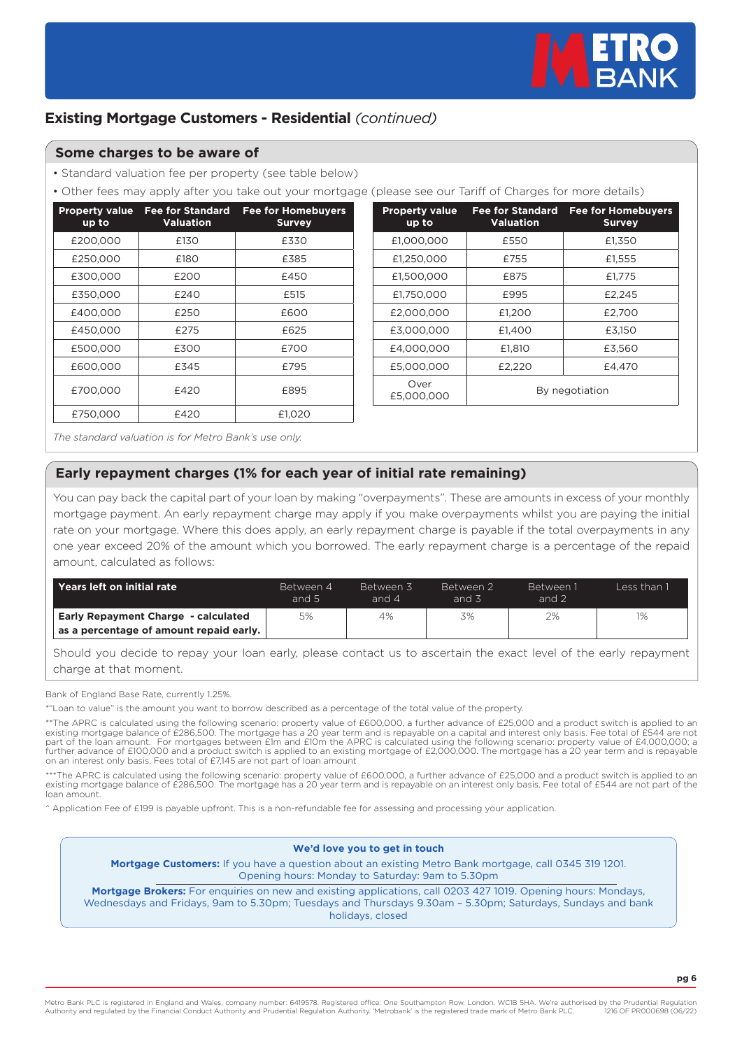## Existing Mortgage Customers - Residential *(continued)*

### Some charges to be aware of

- Standard valuation fee per property (see table below)
- Other fees may apply after you take out your mortgage (please see our Tariff of Charges for more details)

| Property value up to | Fee for Standard Valuation | Fee for Homebuyers Survey |
|---|---|---|
| £200,000 | £130 | £330 |
| £250,000 | £180 | £385 |
| £300,000 | £200 | £450 |
| £350,000 | £240 | £515 |
| £400,000 | £250 | £600 |
| £450,000 | £275 | £625 |
| £500,000 | £300 | £700 |
| £600,000 | £345 | £795 |
| £700,000 | £420 | £895 |
| £750,000 | £420 | £1,020 |

| Property value up to | Fee for Standard Valuation | Fee for Homebuyers Survey |
|---|---|---|
| £1,000,000 | £550 | £1,350 |
| £1,250,000 | £755 | £1,555 |
| £1,500,000 | £875 | £1,775 |
| £1,750,000 | £995 | £2,245 |
| £2,000,000 | £1,200 | £2,700 |
| £3,000,000 | £1,400 | £3,150 |
| £4,000,000 | £1,810 | £3,560 |
| £5,000,000 | £2,220 | £4,470 |
| Over £5,000,000 | By negotiation | |

*The standard valuation is for Metro Bank's use only.*

### Early repayment charges (1% for each year of initial rate remaining)

You can pay back the capital part of your loan by making "overpayments". These are amounts in excess of your monthly mortgage payment. An early repayment charge may apply if you make overpayments whilst you are paying the initial rate on your mortgage. Where this does apply, an early repayment charge is payable if the total overpayments in any one year exceed 20% of the amount which you borrowed. The early repayment charge is a percentage of the repaid amount, calculated as follows:

| Years left on initial rate | Between 4 and 5 | Between 3 and 4 | Between 2 and 3 | Between 1 and 2 | Less than 1 |
|---|---|---|---|---|---|
| **Early Repayment Charge - calculated as a percentage of amount repaid early.** | 5% | 4% | 3% | 2% | 1% |

Should you decide to repay your loan early, please contact us to ascertain the exact level of the early repayment charge at that moment.

Bank of England Base Rate, currently 1.25%.

*"Loan to value" is the amount you want to borrow described as a percentage of the total value of the property.

**The APRC is calculated using the following scenario: property value of £600,000, a further advance of £25,000 and a product switch is applied to an existing mortgage balance of £286,500. The mortgage has a 20 year term and is repayable on a capital and interest only basis. Fee total of £544 are not part of the loan amount. For mortgages between £1m and £10m the APRC is calculated using the following scenario: property value of £4,000,000; a further advance of £100,000 and a product switch is applied to an existing mortgage of £2,000,000. The mortgage has a 20 year term and is repayable on an interest only basis. Fees total of £7,145 are not part of loan amount

***The APRC is calculated using the following scenario: property value of £600,000, a further advance of £25,000 and a product switch is applied to an existing mortgage balance of £286,500. The mortgage has a 20 year term and is repayable on an interest only basis. Fee total of £544 are not part of the loan amount.

^ Application Fee of £199 is payable upfront. This is a non-refundable fee for assessing and processing your application.

**We'd love you to get in touch**

**Mortgage Customers:** If you have a question about an existing Metro Bank mortgage, call 0345 319 1201. Opening hours: Monday to Saturday: 9am to 5.30pm

**Mortgage Brokers:** For enquiries on new and existing applications, call 0203 427 1019. Opening hours: Mondays, Wednesdays and Fridays, 9am to 5.30pm; Tuesdays and Thursdays 9.30am – 5.30pm; Saturdays, Sundays and bank holidays, closed

Metro Bank PLC is registered in England and Wales, company number: 6419578. Registered office: One Southampton Row, London, WC1B 5HA. We're authorised by the Prudential Regulation Authority and regulated by the Financial Conduct Authority and Prudential Regulation Authority. 'Metrobank' is the registered trade mark of Metro Bank PLC. 1216 OF PR000698 (06/22)